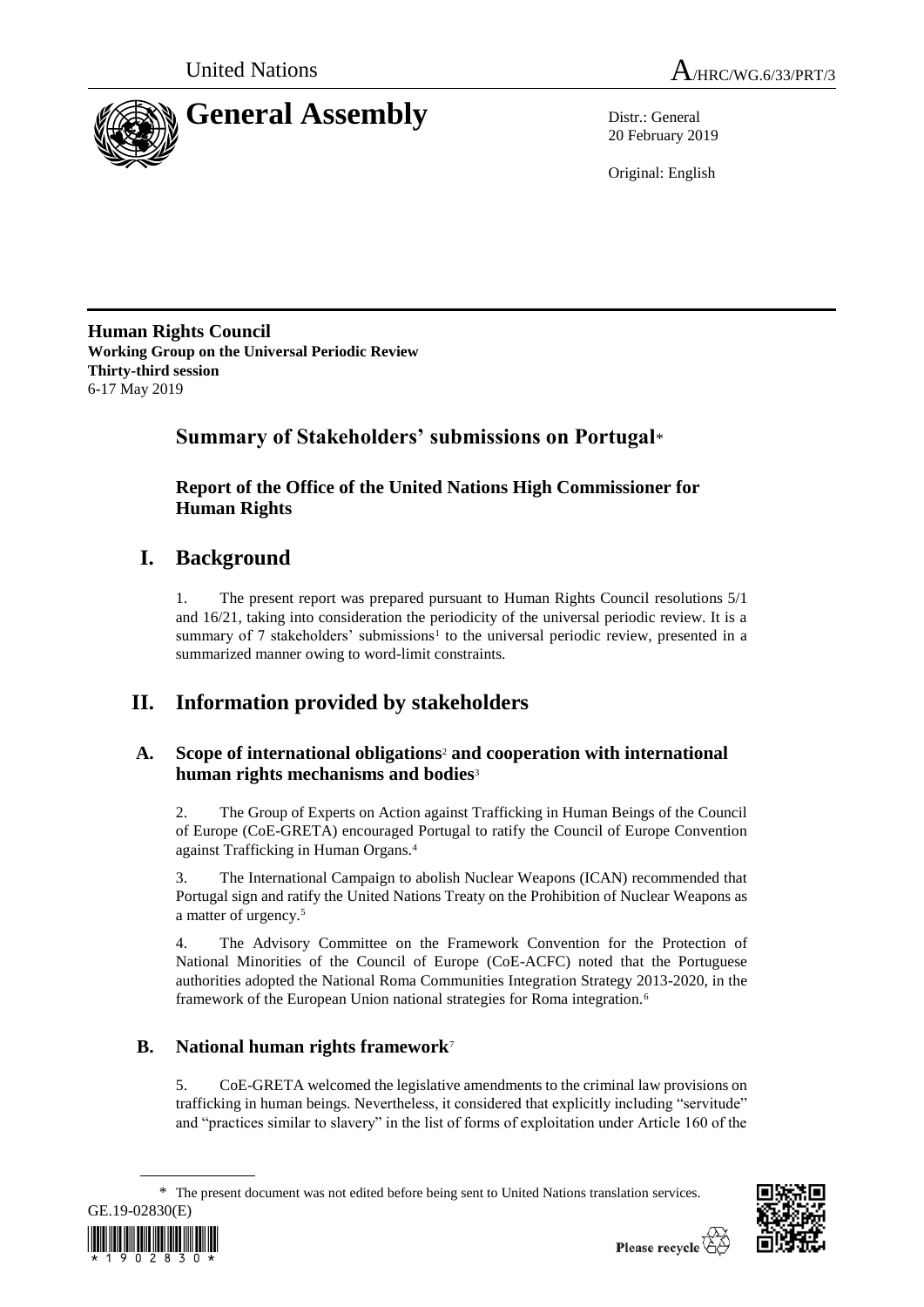United Nations A/HRC/WG.6/33/PRT/3

# General Assembly

Distr.: General
20 February 2019

Original: English

**Human Rights Council**
**Working Group on the Universal Periodic Review**
**Thirty-third session**
6-17 May 2019

## Summary of Stakeholders' submissions on Portugal*

### Report of the Office of the United Nations High Commissioner for Human Rights

## I. Background

1. The present report was prepared pursuant to Human Rights Council resolutions 5/1 and 16/21, taking into consideration the periodicity of the universal periodic review. It is a summary of 7 stakeholders' submissions[1] to the universal periodic review, presented in a summarized manner owing to word-limit constraints.

## II. Information provided by stakeholders

### A. Scope of international obligations[2] and cooperation with international human rights mechanisms and bodies[3]

2. The Group of Experts on Action against Trafficking in Human Beings of the Council of Europe (CoE-GRETA) encouraged Portugal to ratify the Council of Europe Convention against Trafficking in Human Organs.[4]

3. The International Campaign to abolish Nuclear Weapons (ICAN) recommended that Portugal sign and ratify the United Nations Treaty on the Prohibition of Nuclear Weapons as a matter of urgency.[5]

4. The Advisory Committee on the Framework Convention for the Protection of National Minorities of the Council of Europe (CoE-ACFC) noted that the Portuguese authorities adopted the National Roma Communities Integration Strategy 2013-2020, in the framework of the European Union national strategies for Roma integration.[6]

### B. National human rights framework[7]

5. CoE-GRETA welcomed the legislative amendments to the criminal law provisions on trafficking in human beings. Nevertheless, it considered that explicitly including "servitude" and "practices similar to slavery" in the list of forms of exploitation under Article 160 of the

---

\* The present document was not edited before being sent to United Nations translation services.

GE.19-02830(E)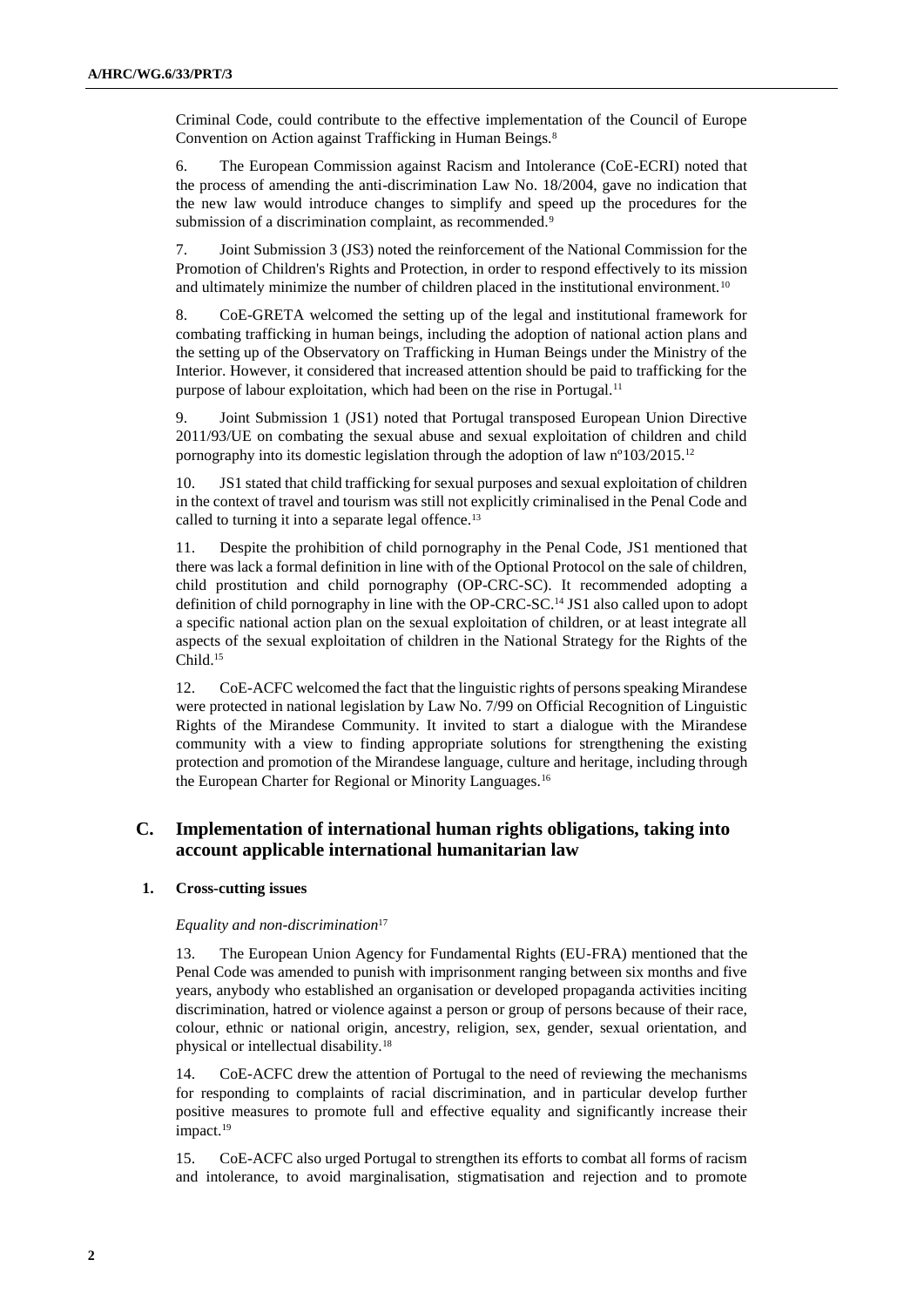Criminal Code, could contribute to the effective implementation of the Council of Europe Convention on Action against Trafficking in Human Beings.[8]

6. The European Commission against Racism and Intolerance (CoE-ECRI) noted that the process of amending the anti-discrimination Law No. 18/2004, gave no indication that the new law would introduce changes to simplify and speed up the procedures for the submission of a discrimination complaint, as recommended.[9]

7. Joint Submission 3 (JS3) noted the reinforcement of the National Commission for the Promotion of Children's Rights and Protection, in order to respond effectively to its mission and ultimately minimize the number of children placed in the institutional environment.[10]

8. CoE-GRETA welcomed the setting up of the legal and institutional framework for combating trafficking in human beings, including the adoption of national action plans and the setting up of the Observatory on Trafficking in Human Beings under the Ministry of the Interior. However, it considered that increased attention should be paid to trafficking for the purpose of labour exploitation, which had been on the rise in Portugal.[11]

9. Joint Submission 1 (JS1) noted that Portugal transposed European Union Directive 2011/93/UE on combating the sexual abuse and sexual exploitation of children and child pornography into its domestic legislation through the adoption of law nº103/2015.[12]

10. JS1 stated that child trafficking for sexual purposes and sexual exploitation of children in the context of travel and tourism was still not explicitly criminalised in the Penal Code and called to turning it into a separate legal offence.[13]

11. Despite the prohibition of child pornography in the Penal Code, JS1 mentioned that there was lack a formal definition in line with of the Optional Protocol on the sale of children, child prostitution and child pornography (OP-CRC-SC). It recommended adopting a definition of child pornography in line with the OP-CRC-SC.[14] JS1 also called upon to adopt a specific national action plan on the sexual exploitation of children, or at least integrate all aspects of the sexual exploitation of children in the National Strategy for the Rights of the Child.[15]

12. CoE-ACFC welcomed the fact that the linguistic rights of persons speaking Mirandese were protected in national legislation by Law No. 7/99 on Official Recognition of Linguistic Rights of the Mirandese Community. It invited to start a dialogue with the Mirandese community with a view to finding appropriate solutions for strengthening the existing protection and promotion of the Mirandese language, culture and heritage, including through the European Charter for Regional or Minority Languages.[16]

## C. Implementation of international human rights obligations, taking into account applicable international humanitarian law

### 1. Cross-cutting issues

*Equality and non-discrimination*[17]

13. The European Union Agency for Fundamental Rights (EU-FRA) mentioned that the Penal Code was amended to punish with imprisonment ranging between six months and five years, anybody who established an organisation or developed propaganda activities inciting discrimination, hatred or violence against a person or group of persons because of their race, colour, ethnic or national origin, ancestry, religion, sex, gender, sexual orientation, and physical or intellectual disability.[18]

14. CoE-ACFC drew the attention of Portugal to the need of reviewing the mechanisms for responding to complaints of racial discrimination, and in particular develop further positive measures to promote full and effective equality and significantly increase their impact.[19]

15. CoE-ACFC also urged Portugal to strengthen its efforts to combat all forms of racism and intolerance, to avoid marginalisation, stigmatisation and rejection and to promote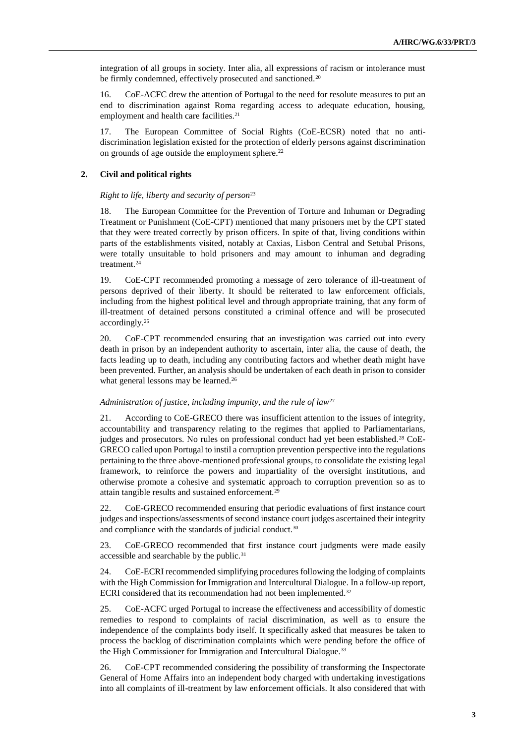integration of all groups in society. Inter alia, all expressions of racism or intolerance must be firmly condemned, effectively prosecuted and sanctioned.[20]

16. CoE-ACFC drew the attention of Portugal to the need for resolute measures to put an end to discrimination against Roma regarding access to adequate education, housing, employment and health care facilities.[21]

17. The European Committee of Social Rights (CoE-ECSR) noted that no anti-discrimination legislation existed for the protection of elderly persons against discrimination on grounds of age outside the employment sphere.[22]

### 2. Civil and political rights

#### *Right to life, liberty and security of person*[23]

18. The European Committee for the Prevention of Torture and Inhuman or Degrading Treatment or Punishment (CoE-CPT) mentioned that many prisoners met by the CPT stated that they were treated correctly by prison officers. In spite of that, living conditions within parts of the establishments visited, notably at Caxias, Lisbon Central and Setubal Prisons, were totally unsuitable to hold prisoners and may amount to inhuman and degrading treatment.[24]

19. CoE-CPT recommended promoting a message of zero tolerance of ill-treatment of persons deprived of their liberty. It should be reiterated to law enforcement officials, including from the highest political level and through appropriate training, that any form of ill-treatment of detained persons constituted a criminal offence and will be prosecuted accordingly.[25]

20. CoE-CPT recommended ensuring that an investigation was carried out into every death in prison by an independent authority to ascertain, inter alia, the cause of death, the facts leading up to death, including any contributing factors and whether death might have been prevented. Further, an analysis should be undertaken of each death in prison to consider what general lessons may be learned.[26]

#### *Administration of justice, including impunity, and the rule of law*[27]

21. According to CoE-GRECO there was insufficient attention to the issues of integrity, accountability and transparency relating to the regimes that applied to Parliamentarians, judges and prosecutors. No rules on professional conduct had yet been established.[28] CoE-GRECO called upon Portugal to instil a corruption prevention perspective into the regulations pertaining to the three above-mentioned professional groups, to consolidate the existing legal framework, to reinforce the powers and impartiality of the oversight institutions, and otherwise promote a cohesive and systematic approach to corruption prevention so as to attain tangible results and sustained enforcement.[29]

22. CoE-GRECO recommended ensuring that periodic evaluations of first instance court judges and inspections/assessments of second instance court judges ascertained their integrity and compliance with the standards of judicial conduct.[30]

23. CoE-GRECO recommended that first instance court judgments were made easily accessible and searchable by the public.[31]

24. CoE-ECRI recommended simplifying procedures following the lodging of complaints with the High Commission for Immigration and Intercultural Dialogue. In a follow-up report, ECRI considered that its recommendation had not been implemented.[32]

25. CoE-ACFC urged Portugal to increase the effectiveness and accessibility of domestic remedies to respond to complaints of racial discrimination, as well as to ensure the independence of the complaints body itself. It specifically asked that measures be taken to process the backlog of discrimination complaints which were pending before the office of the High Commissioner for Immigration and Intercultural Dialogue.[33]

26. CoE-CPT recommended considering the possibility of transforming the Inspectorate General of Home Affairs into an independent body charged with undertaking investigations into all complaints of ill-treatment by law enforcement officials. It also considered that with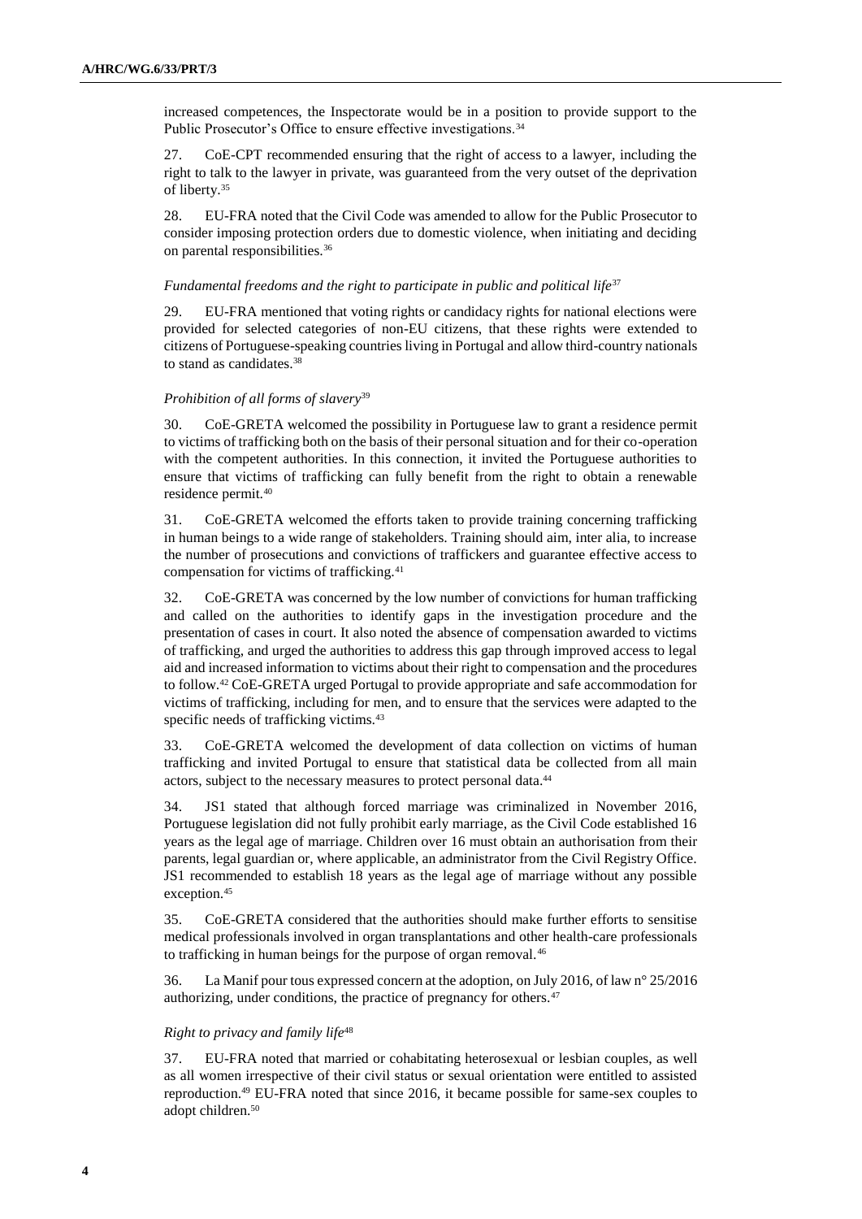increased competences, the Inspectorate would be in a position to provide support to the Public Prosecutor's Office to ensure effective investigations.[34]

27. CoE-CPT recommended ensuring that the right of access to a lawyer, including the right to talk to the lawyer in private, was guaranteed from the very outset of the deprivation of liberty.[35]

28. EU-FRA noted that the Civil Code was amended to allow for the Public Prosecutor to consider imposing protection orders due to domestic violence, when initiating and deciding on parental responsibilities.[36]

*Fundamental freedoms and the right to participate in public and political life*[37]

29. EU-FRA mentioned that voting rights or candidacy rights for national elections were provided for selected categories of non-EU citizens, that these rights were extended to citizens of Portuguese-speaking countries living in Portugal and allow third-country nationals to stand as candidates.[38]

*Prohibition of all forms of slavery*[39]

30. CoE-GRETA welcomed the possibility in Portuguese law to grant a residence permit to victims of trafficking both on the basis of their personal situation and for their co-operation with the competent authorities. In this connection, it invited the Portuguese authorities to ensure that victims of trafficking can fully benefit from the right to obtain a renewable residence permit.[40]

31. CoE-GRETA welcomed the efforts taken to provide training concerning trafficking in human beings to a wide range of stakeholders. Training should aim, inter alia, to increase the number of prosecutions and convictions of traffickers and guarantee effective access to compensation for victims of trafficking.[41]

32. CoE-GRETA was concerned by the low number of convictions for human trafficking and called on the authorities to identify gaps in the investigation procedure and the presentation of cases in court. It also noted the absence of compensation awarded to victims of trafficking, and urged the authorities to address this gap through improved access to legal aid and increased information to victims about their right to compensation and the procedures to follow.[42] CoE-GRETA urged Portugal to provide appropriate and safe accommodation for victims of trafficking, including for men, and to ensure that the services were adapted to the specific needs of trafficking victims.[43]

33. CoE-GRETA welcomed the development of data collection on victims of human trafficking and invited Portugal to ensure that statistical data be collected from all main actors, subject to the necessary measures to protect personal data.[44]

34. JS1 stated that although forced marriage was criminalized in November 2016, Portuguese legislation did not fully prohibit early marriage, as the Civil Code established 16 years as the legal age of marriage. Children over 16 must obtain an authorisation from their parents, legal guardian or, where applicable, an administrator from the Civil Registry Office. JS1 recommended to establish 18 years as the legal age of marriage without any possible exception.[45]

35. CoE-GRETA considered that the authorities should make further efforts to sensitise medical professionals involved in organ transplantations and other health-care professionals to trafficking in human beings for the purpose of organ removal.[46]

36. La Manif pour tous expressed concern at the adoption, on July 2016, of law n° 25/2016 authorizing, under conditions, the practice of pregnancy for others.[47]

*Right to privacy and family life*[48]

37. EU-FRA noted that married or cohabitating heterosexual or lesbian couples, as well as all women irrespective of their civil status or sexual orientation were entitled to assisted reproduction.[49] EU-FRA noted that since 2016, it became possible for same-sex couples to adopt children.[50]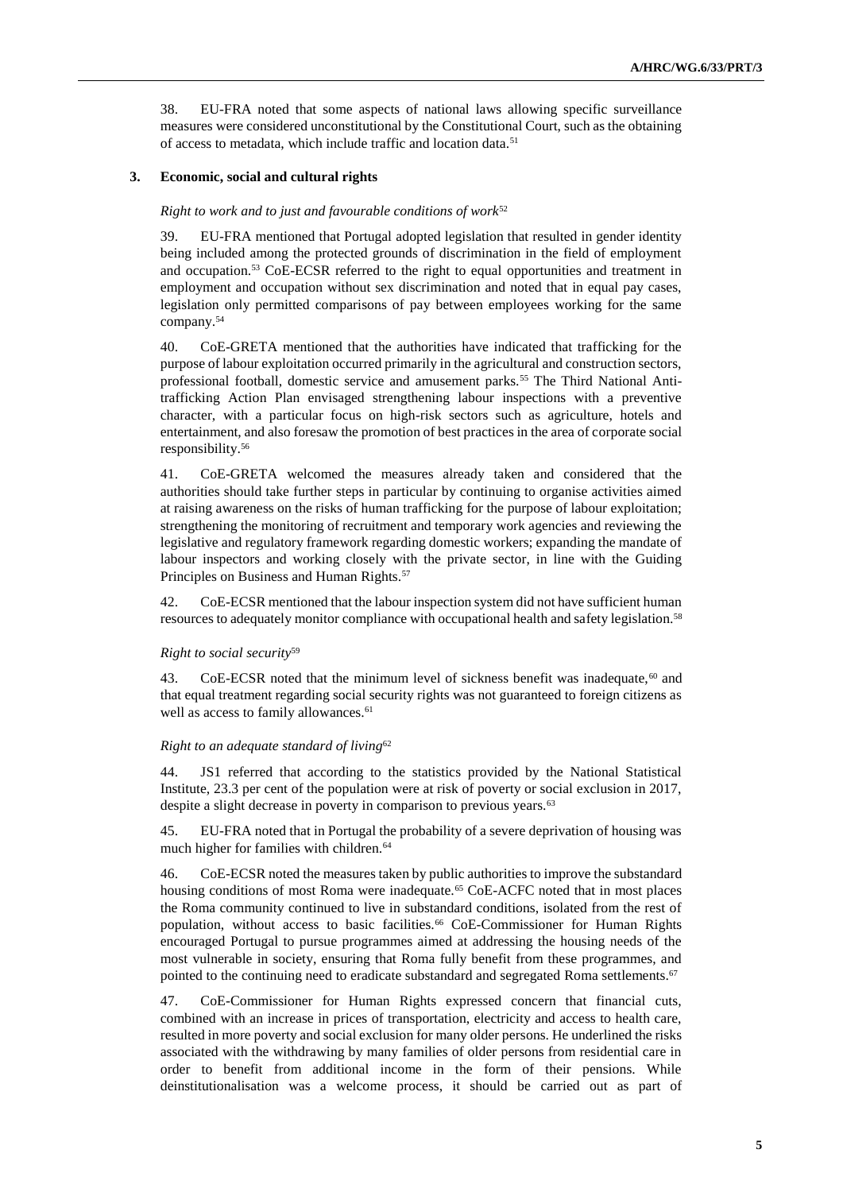38. EU-FRA noted that some aspects of national laws allowing specific surveillance measures were considered unconstitutional by the Constitutional Court, such as the obtaining of access to metadata, which include traffic and location data.[51]

### 3. Economic, social and cultural rights

*Right to work and to just and favourable conditions of work*[52]

39. EU-FRA mentioned that Portugal adopted legislation that resulted in gender identity being included among the protected grounds of discrimination in the field of employment and occupation.[53] CoE-ECSR referred to the right to equal opportunities and treatment in employment and occupation without sex discrimination and noted that in equal pay cases, legislation only permitted comparisons of pay between employees working for the same company.[54]

40. CoE-GRETA mentioned that the authorities have indicated that trafficking for the purpose of labour exploitation occurred primarily in the agricultural and construction sectors, professional football, domestic service and amusement parks.[55] The Third National Anti-trafficking Action Plan envisaged strengthening labour inspections with a preventive character, with a particular focus on high-risk sectors such as agriculture, hotels and entertainment, and also foresaw the promotion of best practices in the area of corporate social responsibility.[56]

41. CoE-GRETA welcomed the measures already taken and considered that the authorities should take further steps in particular by continuing to organise activities aimed at raising awareness on the risks of human trafficking for the purpose of labour exploitation; strengthening the monitoring of recruitment and temporary work agencies and reviewing the legislative and regulatory framework regarding domestic workers; expanding the mandate of labour inspectors and working closely with the private sector, in line with the Guiding Principles on Business and Human Rights.[57]

42. CoE-ECSR mentioned that the labour inspection system did not have sufficient human resources to adequately monitor compliance with occupational health and safety legislation.[58]

*Right to social security*[59]

43. CoE-ECSR noted that the minimum level of sickness benefit was inadequate,[60] and that equal treatment regarding social security rights was not guaranteed to foreign citizens as well as access to family allowances.[61]

*Right to an adequate standard of living*[62]

44. JS1 referred that according to the statistics provided by the National Statistical Institute, 23.3 per cent of the population were at risk of poverty or social exclusion in 2017, despite a slight decrease in poverty in comparison to previous years.[63]

45. EU-FRA noted that in Portugal the probability of a severe deprivation of housing was much higher for families with children.[64]

46. CoE-ECSR noted the measures taken by public authorities to improve the substandard housing conditions of most Roma were inadequate.[65] CoE-ACFC noted that in most places the Roma community continued to live in substandard conditions, isolated from the rest of population, without access to basic facilities.[66] CoE-Commissioner for Human Rights encouraged Portugal to pursue programmes aimed at addressing the housing needs of the most vulnerable in society, ensuring that Roma fully benefit from these programmes, and pointed to the continuing need to eradicate substandard and segregated Roma settlements.[67]

47. CoE-Commissioner for Human Rights expressed concern that financial cuts, combined with an increase in prices of transportation, electricity and access to health care, resulted in more poverty and social exclusion for many older persons. He underlined the risks associated with the withdrawing by many families of older persons from residential care in order to benefit from additional income in the form of their pensions. While deinstitutionalisation was a welcome process, it should be carried out as part of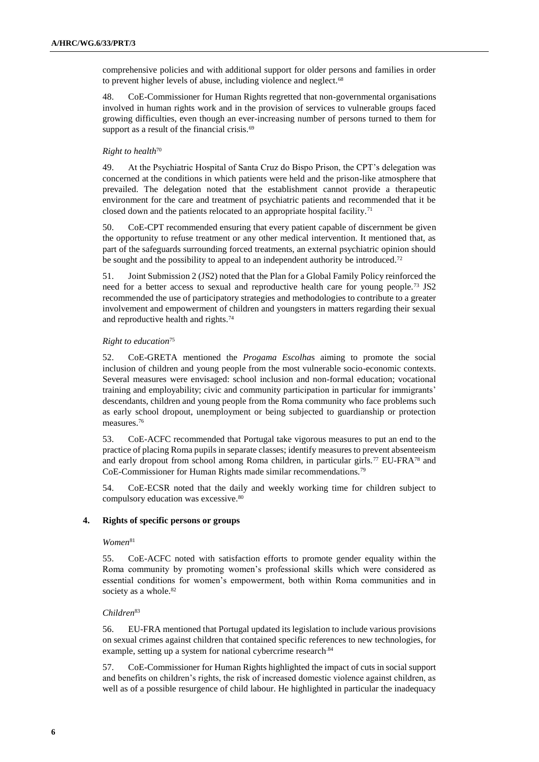comprehensive policies and with additional support for older persons and families in order to prevent higher levels of abuse, including violence and neglect.[68]

48. CoE-Commissioner for Human Rights regretted that non-governmental organisations involved in human rights work and in the provision of services to vulnerable groups faced growing difficulties, even though an ever-increasing number of persons turned to them for support as a result of the financial crisis.[69]

*Right to health*[70]

49. At the Psychiatric Hospital of Santa Cruz do Bispo Prison, the CPT's delegation was concerned at the conditions in which patients were held and the prison-like atmosphere that prevailed. The delegation noted that the establishment cannot provide a therapeutic environment for the care and treatment of psychiatric patients and recommended that it be closed down and the patients relocated to an appropriate hospital facility.[71]

50. CoE-CPT recommended ensuring that every patient capable of discernment be given the opportunity to refuse treatment or any other medical intervention. It mentioned that, as part of the safeguards surrounding forced treatments, an external psychiatric opinion should be sought and the possibility to appeal to an independent authority be introduced.[72]

51. Joint Submission 2 (JS2) noted that the Plan for a Global Family Policy reinforced the need for a better access to sexual and reproductive health care for young people.[73] JS2 recommended the use of participatory strategies and methodologies to contribute to a greater involvement and empowerment of children and youngsters in matters regarding their sexual and reproductive health and rights.[74]

*Right to education*[75]

52. CoE-GRETA mentioned the *Progama Escolhas* aiming to promote the social inclusion of children and young people from the most vulnerable socio-economic contexts. Several measures were envisaged: school inclusion and non-formal education; vocational training and employability; civic and community participation in particular for immigrants' descendants, children and young people from the Roma community who face problems such as early school dropout, unemployment or being subjected to guardianship or protection measures.[76]

53. CoE-ACFC recommended that Portugal take vigorous measures to put an end to the practice of placing Roma pupils in separate classes; identify measures to prevent absenteeism and early dropout from school among Roma children, in particular girls.[77] EU-FRA[78] and CoE-Commissioner for Human Rights made similar recommendations.[79]

54. CoE-ECSR noted that the daily and weekly working time for children subject to compulsory education was excessive.[80]

### 4. Rights of specific persons or groups

*Women*[81]

55. CoE-ACFC noted with satisfaction efforts to promote gender equality within the Roma community by promoting women's professional skills which were considered as essential conditions for women's empowerment, both within Roma communities and in society as a whole.[82]

*Children*[83]

56. EU-FRA mentioned that Portugal updated its legislation to include various provisions on sexual crimes against children that contained specific references to new technologies, for example, setting up a system for national cybercrime research.[84]

57. CoE-Commissioner for Human Rights highlighted the impact of cuts in social support and benefits on children's rights, the risk of increased domestic violence against children, as well as of a possible resurgence of child labour. He highlighted in particular the inadequacy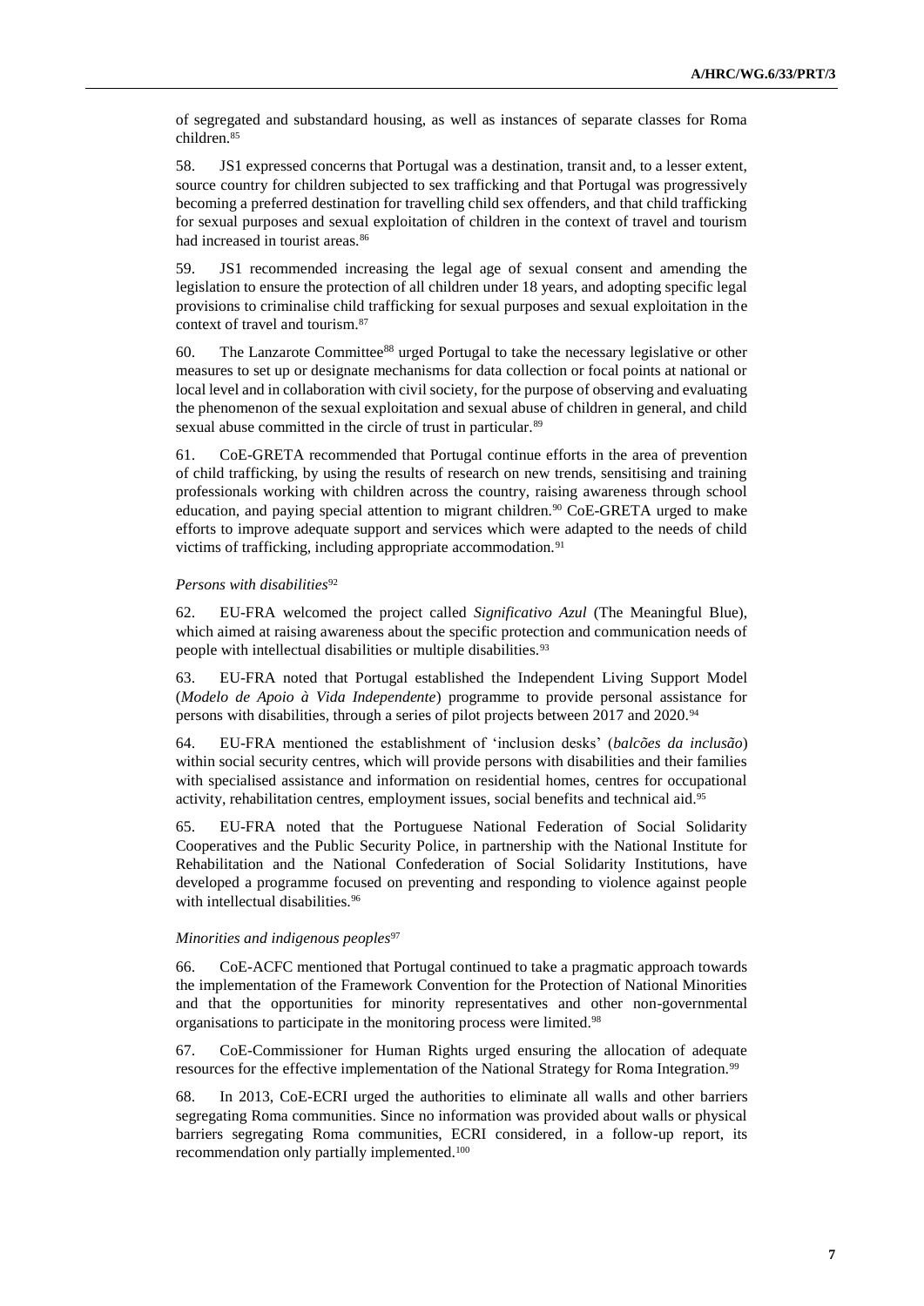of segregated and substandard housing, as well as instances of separate classes for Roma children.[85]

58. JS1 expressed concerns that Portugal was a destination, transit and, to a lesser extent, source country for children subjected to sex trafficking and that Portugal was progressively becoming a preferred destination for travelling child sex offenders, and that child trafficking for sexual purposes and sexual exploitation of children in the context of travel and tourism had increased in tourist areas.[86]

59. JS1 recommended increasing the legal age of sexual consent and amending the legislation to ensure the protection of all children under 18 years, and adopting specific legal provisions to criminalise child trafficking for sexual purposes and sexual exploitation in the context of travel and tourism.[87]

60. The Lanzarote Committee[88] urged Portugal to take the necessary legislative or other measures to set up or designate mechanisms for data collection or focal points at national or local level and in collaboration with civil society, for the purpose of observing and evaluating the phenomenon of the sexual exploitation and sexual abuse of children in general, and child sexual abuse committed in the circle of trust in particular.[89]

61. CoE-GRETA recommended that Portugal continue efforts in the area of prevention of child trafficking, by using the results of research on new trends, sensitising and training professionals working with children across the country, raising awareness through school education, and paying special attention to migrant children.[90] CoE-GRETA urged to make efforts to improve adequate support and services which were adapted to the needs of child victims of trafficking, including appropriate accommodation.[91]

*Persons with disabilities*[92]

62. EU-FRA welcomed the project called *Significativo Azul* (The Meaningful Blue), which aimed at raising awareness about the specific protection and communication needs of people with intellectual disabilities or multiple disabilities.[93]

63. EU-FRA noted that Portugal established the Independent Living Support Model (*Modelo de Apoio à Vida Independente*) programme to provide personal assistance for persons with disabilities, through a series of pilot projects between 2017 and 2020.[94]

64. EU-FRA mentioned the establishment of 'inclusion desks' (*balcões da inclusão*) within social security centres, which will provide persons with disabilities and their families with specialised assistance and information on residential homes, centres for occupational activity, rehabilitation centres, employment issues, social benefits and technical aid.[95]

65. EU-FRA noted that the Portuguese National Federation of Social Solidarity Cooperatives and the Public Security Police, in partnership with the National Institute for Rehabilitation and the National Confederation of Social Solidarity Institutions, have developed a programme focused on preventing and responding to violence against people with intellectual disabilities.[96]

*Minorities and indigenous peoples*[97]

66. CoE-ACFC mentioned that Portugal continued to take a pragmatic approach towards the implementation of the Framework Convention for the Protection of National Minorities and that the opportunities for minority representatives and other non-governmental organisations to participate in the monitoring process were limited.[98]

67. CoE-Commissioner for Human Rights urged ensuring the allocation of adequate resources for the effective implementation of the National Strategy for Roma Integration.[99]

68. In 2013, CoE-ECRI urged the authorities to eliminate all walls and other barriers segregating Roma communities. Since no information was provided about walls or physical barriers segregating Roma communities, ECRI considered, in a follow-up report, its recommendation only partially implemented.[100]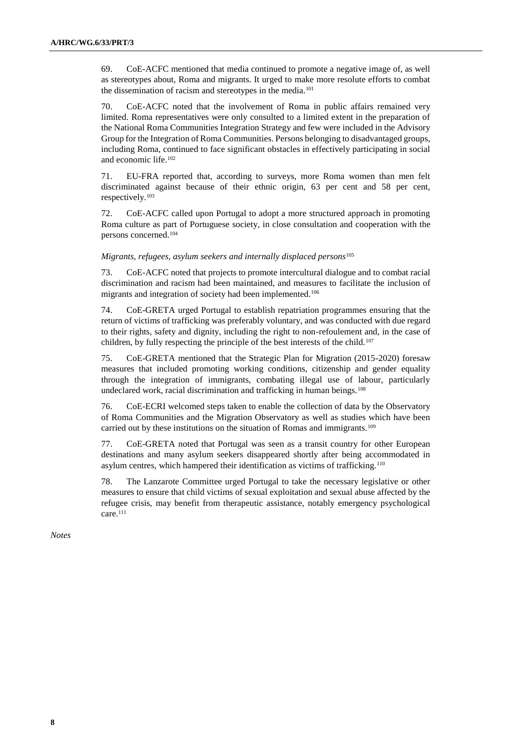69. CoE-ACFC mentioned that media continued to promote a negative image of, as well as stereotypes about, Roma and migrants. It urged to make more resolute efforts to combat the dissemination of racism and stereotypes in the media.[101]

70. CoE-ACFC noted that the involvement of Roma in public affairs remained very limited. Roma representatives were only consulted to a limited extent in the preparation of the National Roma Communities Integration Strategy and few were included in the Advisory Group for the Integration of Roma Communities. Persons belonging to disadvantaged groups, including Roma, continued to face significant obstacles in effectively participating in social and economic life.[102]

71. EU-FRA reported that, according to surveys, more Roma women than men felt discriminated against because of their ethnic origin, 63 per cent and 58 per cent, respectively.[103]

72. CoE-ACFC called upon Portugal to adopt a more structured approach in promoting Roma culture as part of Portuguese society, in close consultation and cooperation with the persons concerned.[104]

*Migrants, refugees, asylum seekers and internally displaced persons*[105]

73. CoE-ACFC noted that projects to promote intercultural dialogue and to combat racial discrimination and racism had been maintained, and measures to facilitate the inclusion of migrants and integration of society had been implemented.[106]

74. CoE-GRETA urged Portugal to establish repatriation programmes ensuring that the return of victims of trafficking was preferably voluntary, and was conducted with due regard to their rights, safety and dignity, including the right to non-refoulement and, in the case of children, by fully respecting the principle of the best interests of the child.[107]

75. CoE-GRETA mentioned that the Strategic Plan for Migration (2015-2020) foresaw measures that included promoting working conditions, citizenship and gender equality through the integration of immigrants, combating illegal use of labour, particularly undeclared work, racial discrimination and trafficking in human beings.[108]

76. CoE-ECRI welcomed steps taken to enable the collection of data by the Observatory of Roma Communities and the Migration Observatory as well as studies which have been carried out by these institutions on the situation of Romas and immigrants.[109]

77. CoE-GRETA noted that Portugal was seen as a transit country for other European destinations and many asylum seekers disappeared shortly after being accommodated in asylum centres, which hampered their identification as victims of trafficking.[110]

78. The Lanzarote Committee urged Portugal to take the necessary legislative or other measures to ensure that child victims of sexual exploitation and sexual abuse affected by the refugee crisis, may benefit from therapeutic assistance, notably emergency psychological care.[111]

*Notes*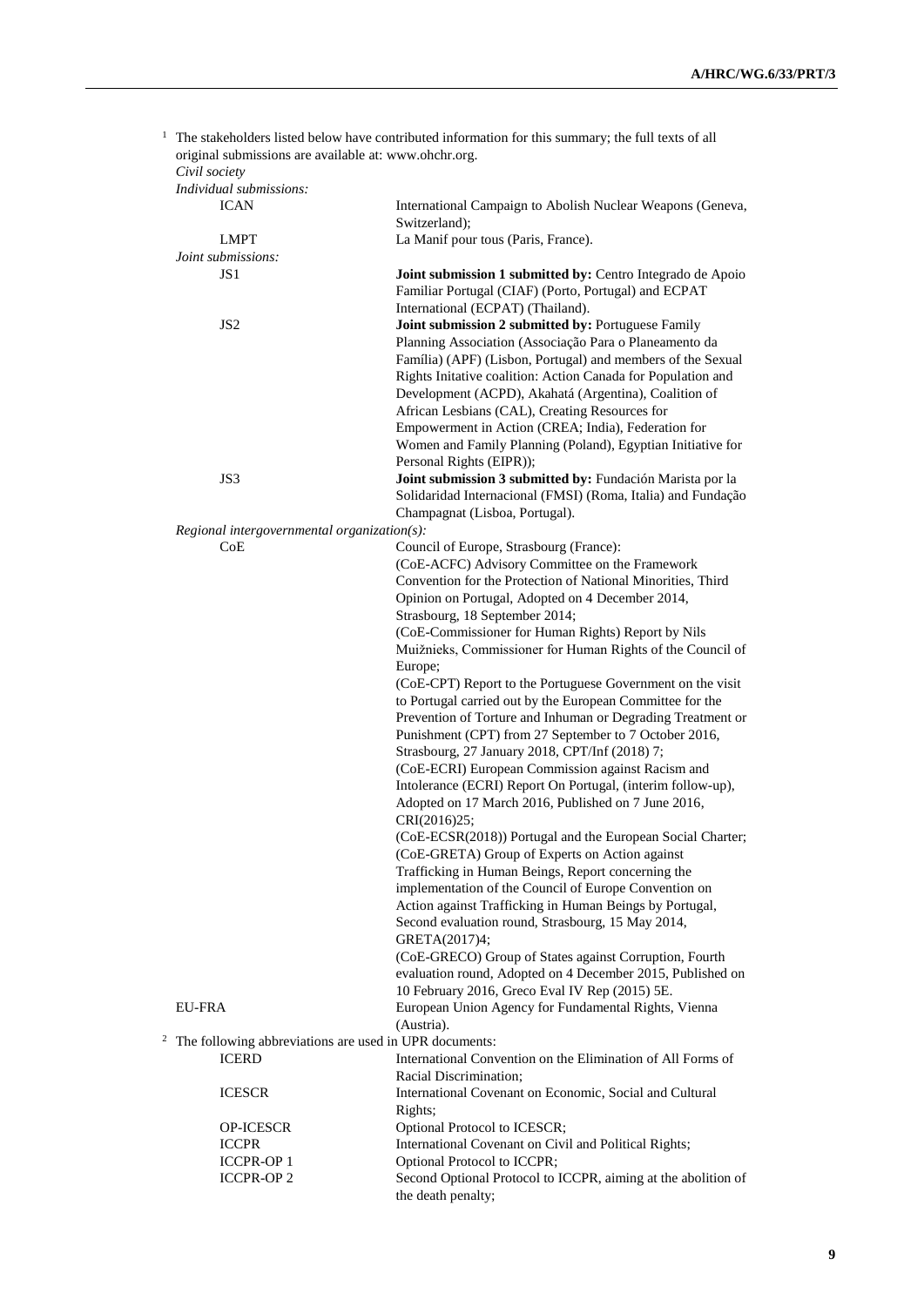[1] The stakeholders listed below have contributed information for this summary; the full texts of all original submissions are available at: www.ohchr.org.

*Civil society*

*Individual submissions:*

| | |
|---|---|
| ICAN | International Campaign to Abolish Nuclear Weapons (Geneva, Switzerland); |
| LMPT | La Manif pour tous (Paris, France). |

*Joint submissions:*

| | |
|---|---|
| JS1 | **Joint submission 1 submitted by:** Centro Integrado de Apoio Familiar Portugal (CIAF) (Porto, Portugal) and ECPAT International (ECPAT) (Thailand). |
| JS2 | **Joint submission 2 submitted by:** Portuguese Family Planning Association (Associação Para o Planeamento da Família) (APF) (Lisbon, Portugal) and members of the Sexual Rights Initative coalition: Action Canada for Population and Development (ACPD), Akahatá (Argentina), Coalition of African Lesbians (CAL), Creating Resources for Empowerment in Action (CREA; India), Federation for Women and Family Planning (Poland), Egyptian Initiative for Personal Rights (EIPR)); |
| JS3 | **Joint submission 3 submitted by:** Fundación Marista por la Solidaridad Internacional (FMSI) (Roma, Italia) and Fundação Champagnat (Lisboa, Portugal). |

*Regional intergovernmental organization(s):*

| | |
|---|---|
| CoE | Council of Europe, Strasbourg (France): (CoE-ACFC) Advisory Committee on the Framework Convention for the Protection of National Minorities, Third Opinion on Portugal, Adopted on 4 December 2014, Strasbourg, 18 September 2014; (CoE-Commissioner for Human Rights) Report by Nils Muižnieks, Commissioner for Human Rights of the Council of Europe; (CoE-CPT) Report to the Portuguese Government on the visit to Portugal carried out by the European Committee for the Prevention of Torture and Inhuman or Degrading Treatment or Punishment (CPT) from 27 September to 7 October 2016, Strasbourg, 27 January 2018, CPT/Inf (2018) 7; (CoE-ECRI) European Commission against Racism and Intolerance (ECRI) Report On Portugal, (interim follow-up), Adopted on 17 March 2016, Published on 7 June 2016, CRI(2016)25; (CoE-ECSR(2018)) Portugal and the European Social Charter; (CoE-GRETA) Group of Experts on Action against Trafficking in Human Beings, Report concerning the implementation of the Council of Europe Convention on Action against Trafficking in Human Beings by Portugal, Second evaluation round, Strasbourg, 15 May 2014, GRETA(2017)4; (CoE-GRECO) Group of States against Corruption, Fourth evaluation round, Adopted on 4 December 2015, Published on 10 February 2016, Greco Eval IV Rep (2015) 5E. |
| EU-FRA | European Union Agency for Fundamental Rights, Vienna (Austria). |

[2] The following abbreviations are used in UPR documents:

| | |
|---|---|
| ICERD | International Convention on the Elimination of All Forms of Racial Discrimination; |
| ICESCR | International Covenant on Economic, Social and Cultural Rights; |
| OP-ICESCR | Optional Protocol to ICESCR; |
| ICCPR | International Covenant on Civil and Political Rights; |
| ICCPR-OP 1 | Optional Protocol to ICCPR; |
| ICCPR-OP 2 | Second Optional Protocol to ICCPR, aiming at the abolition of the death penalty; |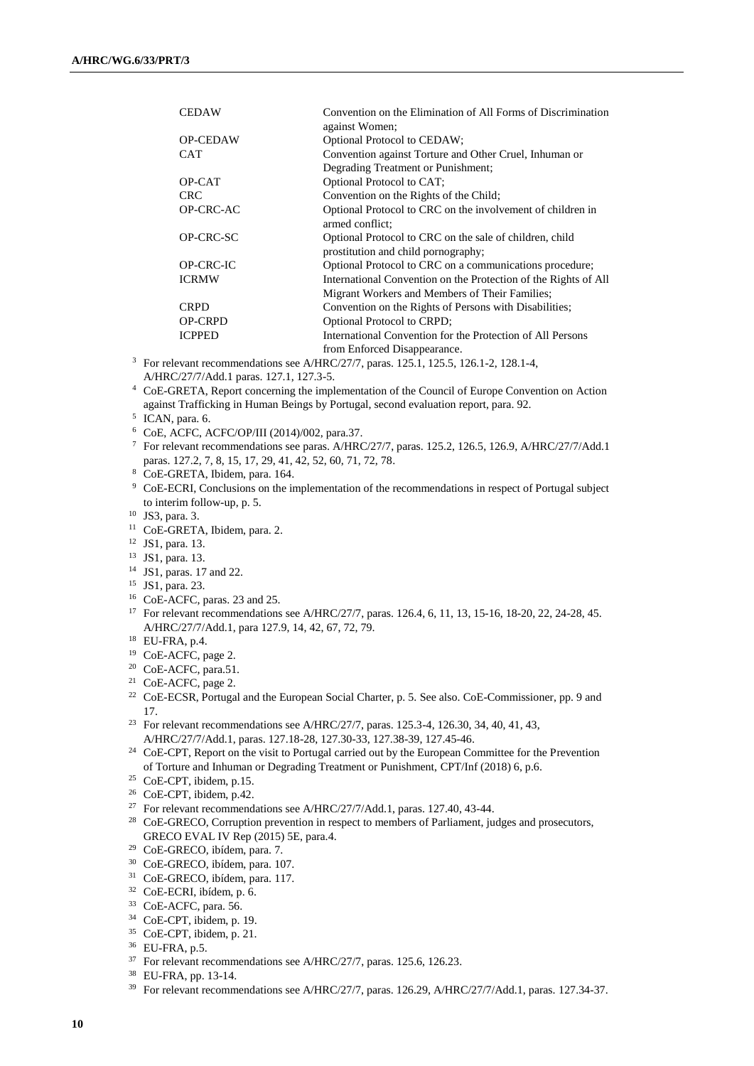| | |
|---|---|
| CEDAW | Convention on the Elimination of All Forms of Discrimination against Women; |
| OP-CEDAW | Optional Protocol to CEDAW; |
| CAT | Convention against Torture and Other Cruel, Inhuman or Degrading Treatment or Punishment; |
| OP-CAT | Optional Protocol to CAT; |
| CRC | Convention on the Rights of the Child; |
| OP-CRC-AC | Optional Protocol to CRC on the involvement of children in armed conflict; |
| OP-CRC-SC | Optional Protocol to CRC on the sale of children, child prostitution and child pornography; |
| OP-CRC-IC | Optional Protocol to CRC on a communications procedure; |
| ICRMW | International Convention on the Protection of the Rights of All Migrant Workers and Members of Their Families; |
| CRPD | Convention on the Rights of Persons with Disabilities; |
| OP-CRPD | Optional Protocol to CRPD; |
| ICPPED | International Convention for the Protection of All Persons from Enforced Disappearance. |

[3] For relevant recommendations see A/HRC/27/7, paras. 125.1, 125.5, 126.1-2, 128.1-4, A/HRC/27/7/Add.1 paras. 127.1, 127.3-5.

[4] CoE-GRETA, Report concerning the implementation of the Council of Europe Convention on Action against Trafficking in Human Beings by Portugal, second evaluation report, para. 92.

[5] ICAN, para. 6.

[6] CoE, ACFC, ACFC/OP/III (2014)/002, para.37.

[7] For relevant recommendations see paras. A/HRC/27/7, paras. 125.2, 126.5, 126.9, A/HRC/27/7/Add.1 paras. 127.2, 7, 8, 15, 17, 29, 41, 42, 52, 60, 71, 72, 78.

[8] CoE-GRETA, Ibidem, para. 164.

[9] CoE-ECRI, Conclusions on the implementation of the recommendations in respect of Portugal subject to interim follow-up, p. 5.

[10] JS3, para. 3.

[11] CoE-GRETA, Ibidem, para. 2.

[12] JS1, para. 13.

[13] JS1, para. 13.

[14] JS1, paras. 17 and 22.

[15] JS1, para. 23.

[16] CoE-ACFC, paras. 23 and 25.

[17] For relevant recommendations see A/HRC/27/7, paras. 126.4, 6, 11, 13, 15-16, 18-20, 22, 24-28, 45. A/HRC/27/7/Add.1, para 127.9, 14, 42, 67, 72, 79.

[18] EU-FRA, p.4.

[19] CoE-ACFC, page 2.

[20] CoE-ACFC, para.51.

[21] CoE-ACFC, page 2.

[22] CoE-ECSR, Portugal and the European Social Charter, p. 5. See also. CoE-Commissioner, pp. 9 and 17.

[23] For relevant recommendations see A/HRC/27/7, paras. 125.3-4, 126.30, 34, 40, 41, 43, A/HRC/27/7/Add.1, paras. 127.18-28, 127.30-33, 127.38-39, 127.45-46.

[24] CoE-CPT, Report on the visit to Portugal carried out by the European Committee for the Prevention of Torture and Inhuman or Degrading Treatment or Punishment, CPT/Inf (2018) 6, p.6.

[25] CoE-CPT, ibidem, p.15.

[26] CoE-CPT, ibidem, p.42.

[27] For relevant recommendations see A/HRC/27/7/Add.1, paras. 127.40, 43-44.

[28] CoE-GRECO, Corruption prevention in respect to members of Parliament, judges and prosecutors, GRECO EVAL IV Rep (2015) 5E, para.4.

[29] CoE-GRECO, ibídem, para. 7.

[30] CoE-GRECO, ibídem, para. 107.

[31] CoE-GRECO, ibídem, para. 117.

[32] CoE-ECRI, ibídem, p. 6.

[33] CoE-ACFC, para. 56.

[34] CoE-CPT, ibidem, p. 19.

[35] CoE-CPT, ibidem, p. 21.

[36] EU-FRA, p.5.

[37] For relevant recommendations see A/HRC/27/7, paras. 125.6, 126.23.

[38] EU-FRA, pp. 13-14.

[39] For relevant recommendations see A/HRC/27/7, paras. 126.29, A/HRC/27/7/Add.1, paras. 127.34-37.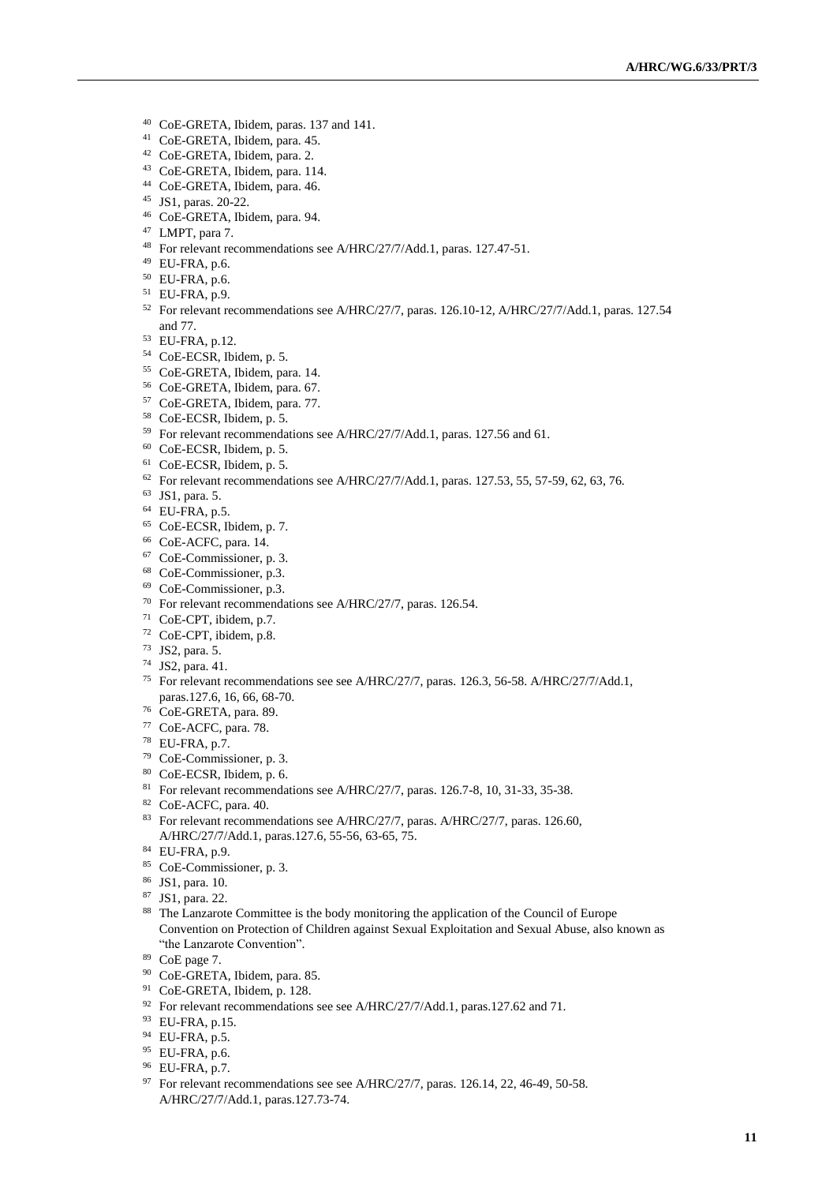[40] CoE-GRETA, Ibidem, paras. 137 and 141.
[41] CoE-GRETA, Ibidem, para. 45.
[42] CoE-GRETA, Ibidem, para. 2.
[43] CoE-GRETA, Ibidem, para. 114.
[44] CoE-GRETA, Ibidem, para. 46.
[45] JS1, paras. 20-22.
[46] CoE-GRETA, Ibidem, para. 94.
[47] LMPT, para 7.
[48] For relevant recommendations see A/HRC/27/7/Add.1, paras. 127.47-51.
[49] EU-FRA, p.6.
[50] EU-FRA, p.6.
[51] EU-FRA, p.9.
[52] For relevant recommendations see A/HRC/27/7, paras. 126.10-12, A/HRC/27/7/Add.1, paras. 127.54 and 77.
[53] EU-FRA, p.12.
[54] CoE-ECSR, Ibidem, p. 5.
[55] CoE-GRETA, Ibidem, para. 14.
[56] CoE-GRETA, Ibidem, para. 67.
[57] CoE-GRETA, Ibidem, para. 77.
[58] CoE-ECSR, Ibidem, p. 5.
[59] For relevant recommendations see A/HRC/27/7/Add.1, paras. 127.56 and 61.
[60] CoE-ECSR, Ibidem, p. 5.
[61] CoE-ECSR, Ibidem, p. 5.
[62] For relevant recommendations see A/HRC/27/7/Add.1, paras. 127.53, 55, 57-59, 62, 63, 76.
[63] JS1, para. 5.
[64] EU-FRA, p.5.
[65] CoE-ECSR, Ibidem, p. 7.
[66] CoE-ACFC, para. 14.
[67] CoE-Commissioner, p. 3.
[68] CoE-Commissioner, p.3.
[69] CoE-Commissioner, p.3.
[70] For relevant recommendations see A/HRC/27/7, paras. 126.54.
[71] CoE-CPT, ibidem, p.7.
[72] CoE-CPT, ibidem, p.8.
[73] JS2, para. 5.
[74] JS2, para. 41.
[75] For relevant recommendations see see A/HRC/27/7, paras. 126.3, 56-58. A/HRC/27/7/Add.1, paras.127.6, 16, 66, 68-70.
[76] CoE-GRETA, para. 89.
[77] CoE-ACFC, para. 78.
[78] EU-FRA, p.7.
[79] CoE-Commissioner, p. 3.
[80] CoE-ECSR, Ibidem, p. 6.
[81] For relevant recommendations see A/HRC/27/7, paras. 126.7-8, 10, 31-33, 35-38.
[82] CoE-ACFC, para. 40.
[83] For relevant recommendations see A/HRC/27/7, paras. A/HRC/27/7, paras. 126.60, A/HRC/27/7/Add.1, paras.127.6, 55-56, 63-65, 75.
[84] EU-FRA, p.9.
[85] CoE-Commissioner, p. 3.
[86] JS1, para. 10.
[87] JS1, para. 22.
[88] The Lanzarote Committee is the body monitoring the application of the Council of Europe Convention on Protection of Children against Sexual Exploitation and Sexual Abuse, also known as "the Lanzarote Convention".
[89] CoE page 7.
[90] CoE-GRETA, Ibidem, para. 85.
[91] CoE-GRETA, Ibidem, p. 128.
[92] For relevant recommendations see see A/HRC/27/7/Add.1, paras.127.62 and 71.
[93] EU-FRA, p.15.
[94] EU-FRA, p.5.
[95] EU-FRA, p.6.
[96] EU-FRA, p.7.
[97] For relevant recommendations see see A/HRC/27/7, paras. 126.14, 22, 46-49, 50-58. A/HRC/27/7/Add.1, paras.127.73-74.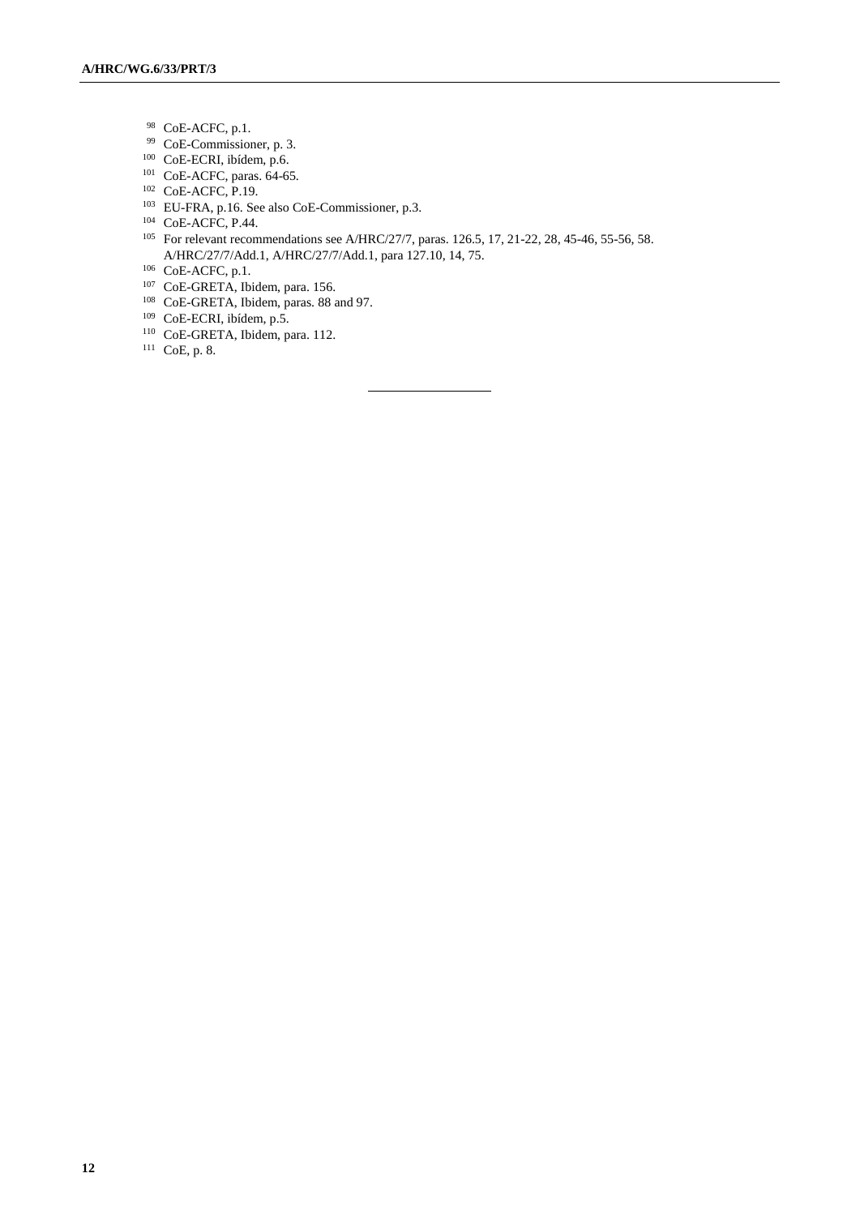[98] CoE-ACFC, p.1.

[99] CoE-Commissioner, p. 3.

[100] CoE-ECRI, ibídem, p.6.

[101] CoE-ACFC, paras. 64-65.

[102] CoE-ACFC, P.19.

[103] EU-FRA, p.16. See also CoE-Commissioner, p.3.

[104] CoE-ACFC, P.44.

[105] For relevant recommendations see A/HRC/27/7, paras. 126.5, 17, 21-22, 28, 45-46, 55-56, 58. A/HRC/27/7/Add.1, A/HRC/27/7/Add.1, para 127.10, 14, 75.

[106] CoE-ACFC, p.1.

[107] CoE-GRETA, Ibidem, para. 156.

[108] CoE-GRETA, Ibidem, paras. 88 and 97.

[109] CoE-ECRI, ibídem, p.5.

[110] CoE-GRETA, Ibidem, para. 112.

[111] CoE, p. 8.